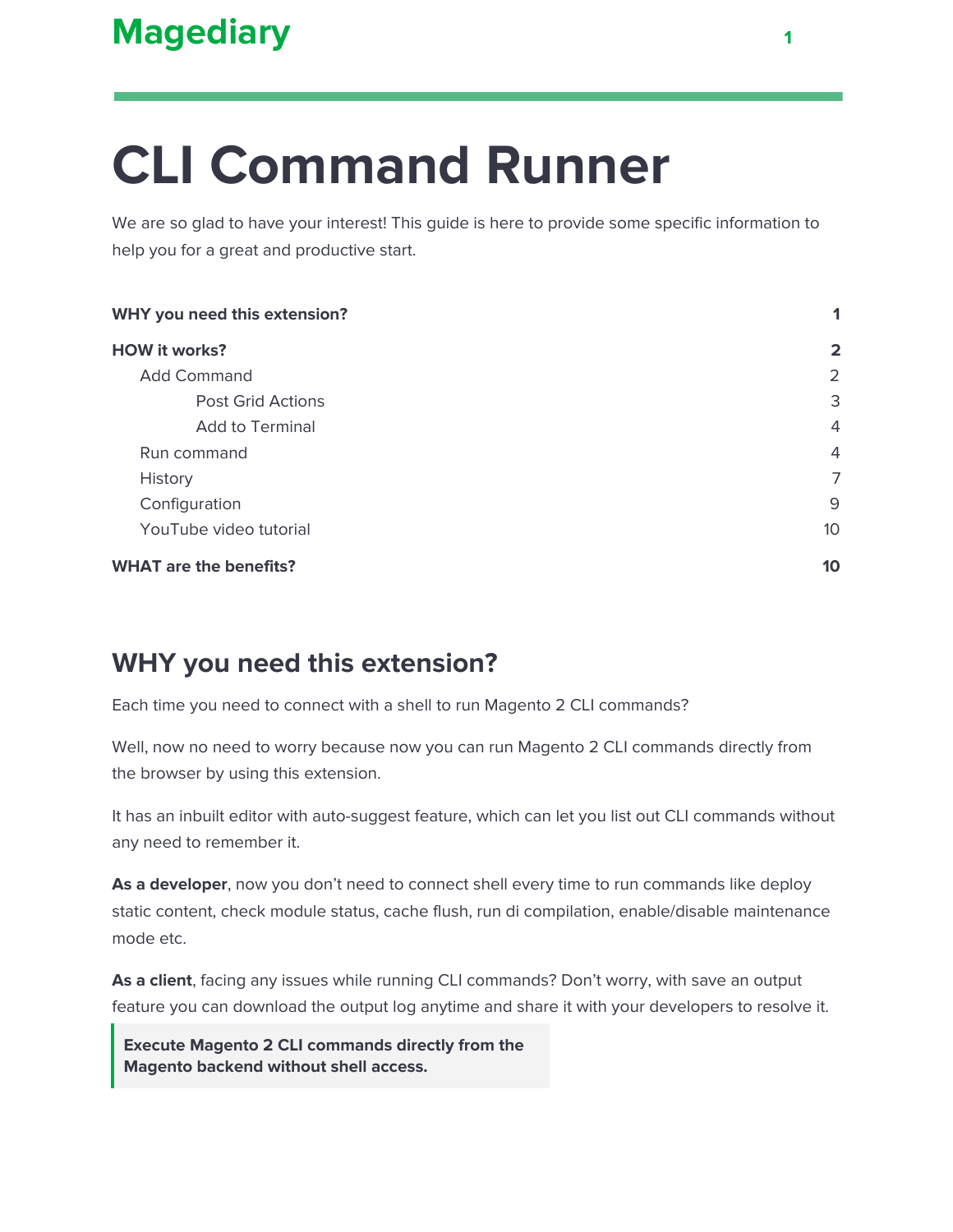# CLI Command Runner

We are so glad to have your interest! This guide is here to provide some specific information to help you for a great and productive start.

| | |
|---|---|
| **WHY you need this extension?** | **1** |
| **HOW it works?** | **2** |
| Add Command | 2 |
| Post Grid Actions | 3 |
| Add to Terminal | 4 |
| Run command | 4 |
| History | 7 |
| Configuration | 9 |
| YouTube video tutorial | 10 |
| **WHAT are the benefits?** | **10** |

## WHY you need this extension?

Each time you need to connect with a shell to run Magento 2 CLI commands?

Well, now no need to worry because now you can run Magento 2 CLI commands directly from the browser by using this extension.

It has an inbuilt editor with auto-suggest feature, which can let you list out CLI commands without any need to remember it.

**As a developer**, now you don't need to connect shell every time to run commands like deploy static content, check module status, cache flush, run di compilation, enable/disable maintenance mode etc.

**As a client**, facing any issues while running CLI commands? Don't worry, with save an output feature you can download the output log anytime and share it with your developers to resolve it.

> **Execute Magento 2 CLI commands directly from the Magento backend without shell access.**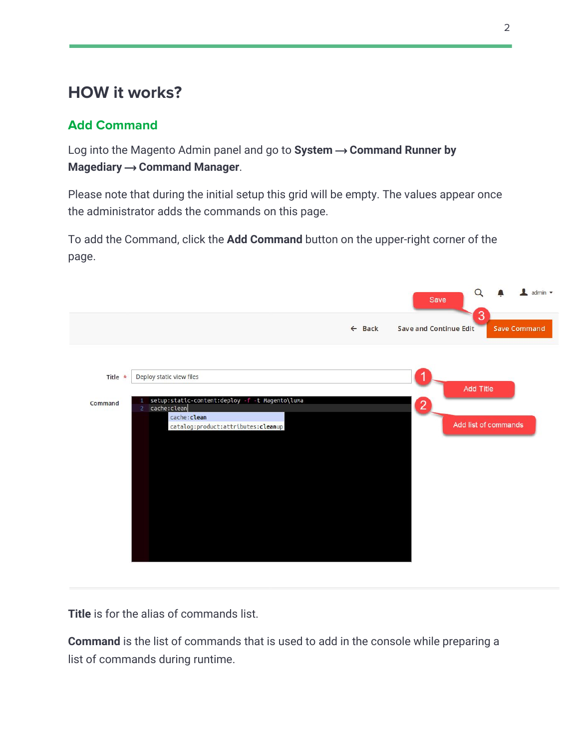# HOW it works?

## Add Command

Log into the Magento Admin panel and go to **System ⟶ Command Runner by Magediary ⟶ Command Manager**.

Please note that during the initial setup this grid will be empty. The values appear once the administrator adds the commands on this page.

To add the Command, click the **Add Command** button on the upper-right corner of the page.

**Title** is for the alias of commands list.

**Command** is the list of commands that is used to add in the console while preparing a list of commands during runtime.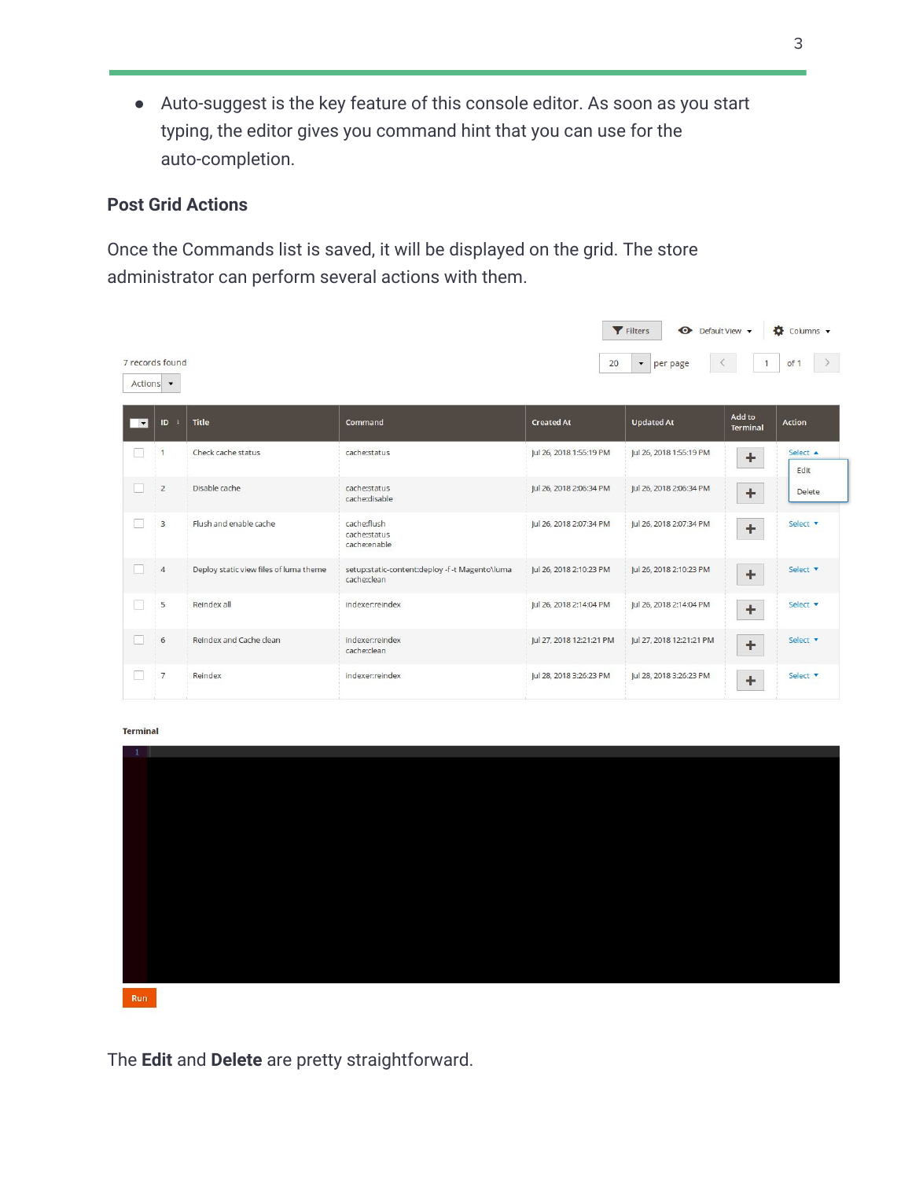- Auto-suggest is the key feature of this console editor. As soon as you start typing, the editor gives you command hint that you can use for the auto-completion.

### Post Grid Actions

Once the Commands list is saved, it will be displayed on the grid. The store administrator can perform several actions with them.

Filters | Default View | Columns

7 records found

Actions

20 per page | 1 of 1

| ID | Title | Command | Created At | Updated At | Add to Terminal | Action |
|---|---|---|---|---|---|---|
| 1 | Check cache status | cache:status | Jul 26, 2018 1:55:19 PM | Jul 26, 2018 1:55:19 PM | + | Select (Edit, Delete) |
| 2 | Disable cache | cache:status cache:disable | Jul 26, 2018 2:06:34 PM | Jul 26, 2018 2:06:34 PM | + | |
| 3 | Flush and enable cache | cache:flush cache:status cache:enable | Jul 26, 2018 2:07:34 PM | Jul 26, 2018 2:07:34 PM | + | Select |
| 4 | Deploy static view files of luma theme | setup:static-content:deploy -f -t Magento\luma cache:clean | Jul 26, 2018 2:10:23 PM | Jul 26, 2018 2:10:23 PM | + | Select |
| 5 | Reindex all | indexer:reindex | Jul 26, 2018 2:14:04 PM | Jul 26, 2018 2:14:04 PM | + | Select |
| 6 | Reindex and Cache clean | indexer:reindex cache:clean | Jul 27, 2018 12:21:21 PM | Jul 27, 2018 12:21:21 PM | + | Select |
| 7 | Reindex | indexer:reindex | Jul 28, 2018 3:26:23 PM | Jul 28, 2018 3:26:23 PM | + | Select |

Terminal

Run

The **Edit** and **Delete** are pretty straightforward.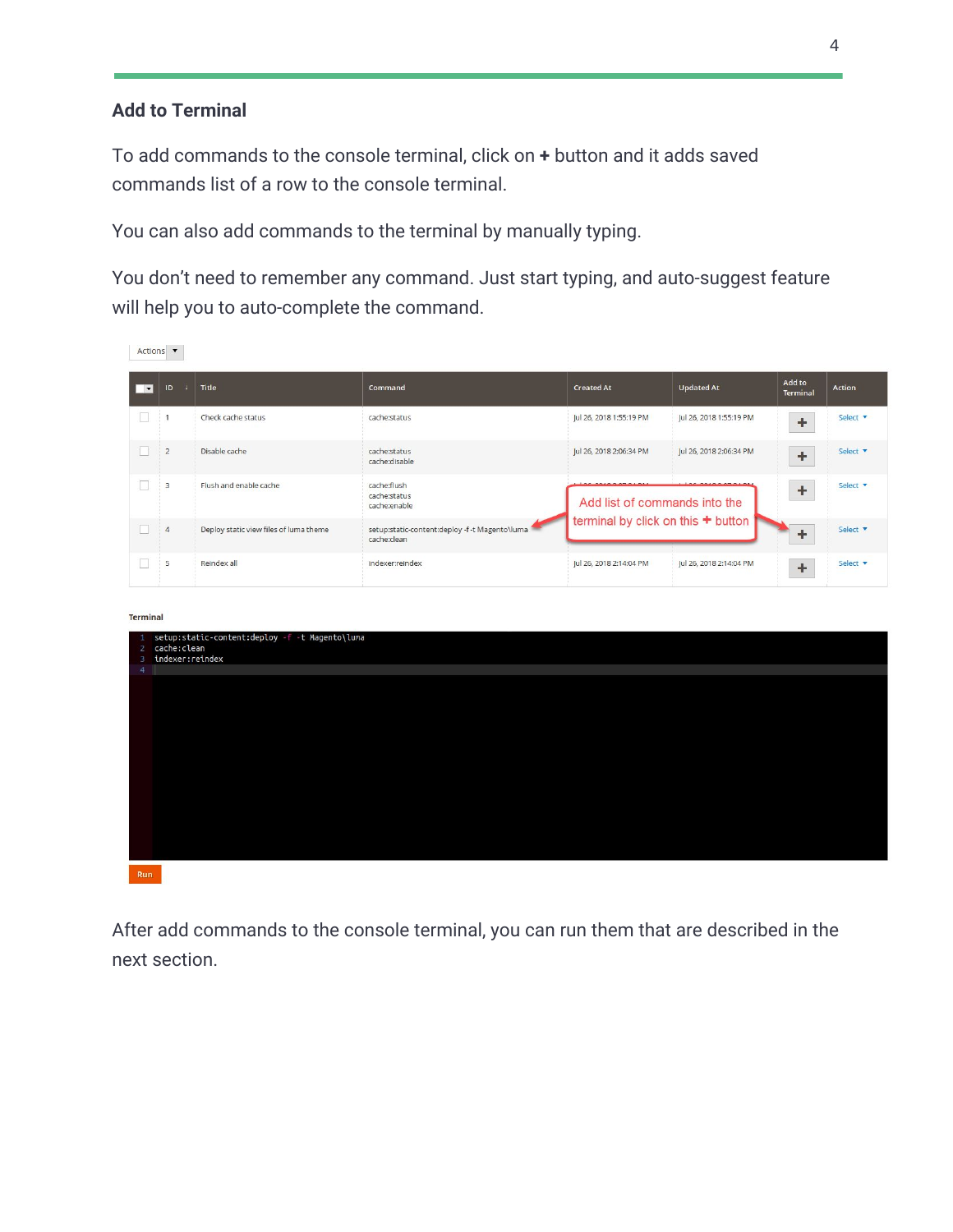## Add to Terminal

To add commands to the console terminal, click on **+** button and it adds saved commands list of a row to the console terminal.

You can also add commands to the terminal by manually typing.

You don't need to remember any command. Just start typing, and auto-suggest feature will help you to auto-complete the command.

After add commands to the console terminal, you can run them that are described in the next section.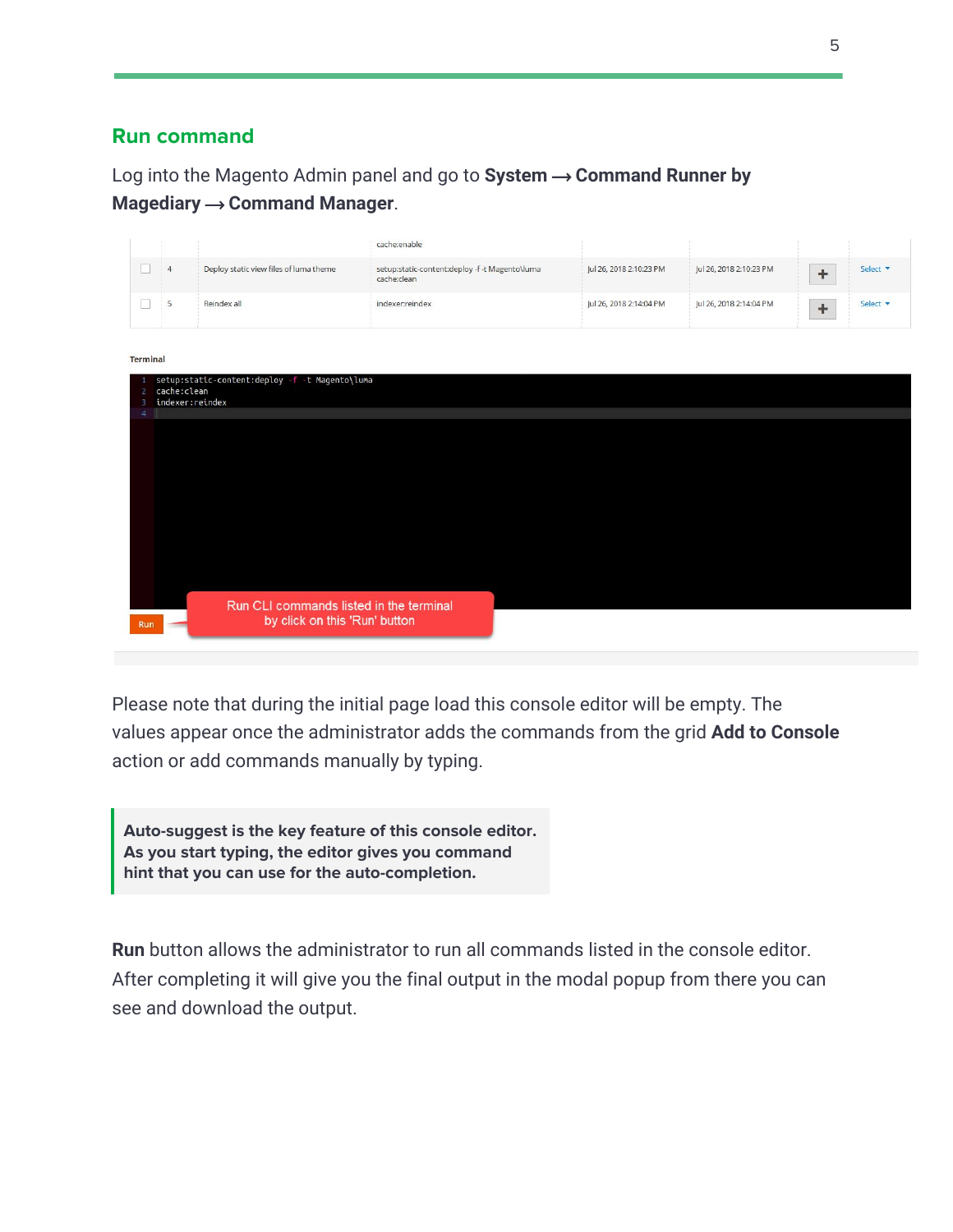## Run command

Log into the Magento Admin panel and go to **System ⟶ Command Runner by Magediary ⟶ Command Manager**.

Please note that during the initial page load this console editor will be empty. The values appear once the administrator adds the commands from the grid **Add to Console** action or add commands manually by typing.

> **Auto-suggest is the key feature of this console editor. As you start typing, the editor gives you command hint that you can use for the auto-completion.**

**Run** button allows the administrator to run all commands listed in the console editor. After completing it will give you the final output in the modal popup from there you can see and download the output.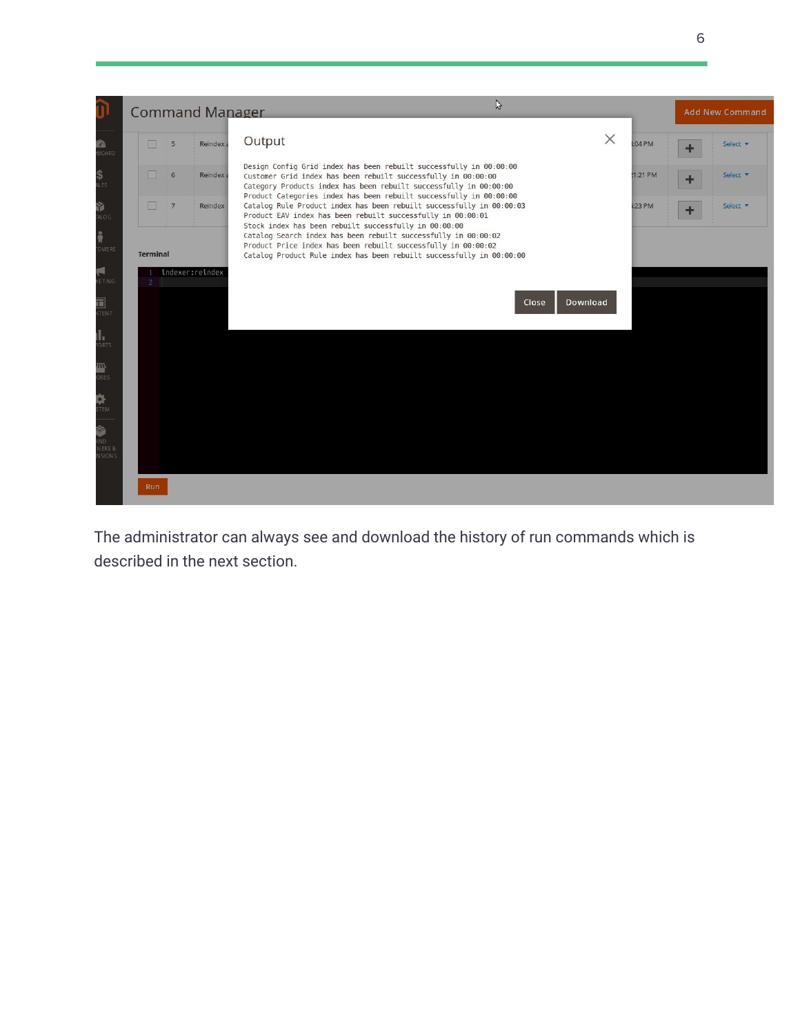The administrator can always see and download the history of run commands which is described in the next section.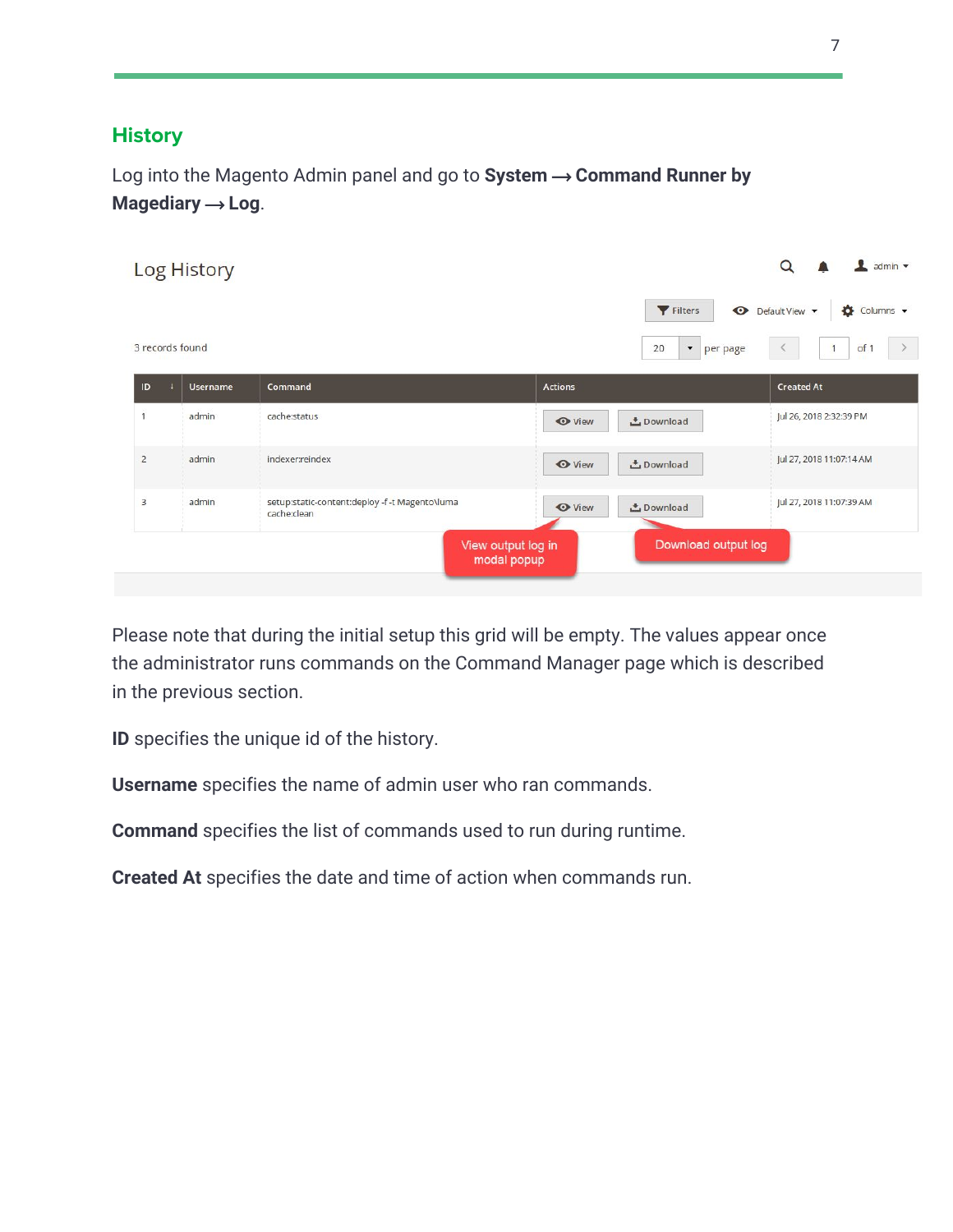## History

Log into the Magento Admin panel and go to **System ⟶ Command Runner by Magediary ⟶ Log**.

Log History

3 records found

| ID | Username | Command | Actions | Created At |
|---|---|---|---|---|
| 1 | admin | cache:status | View Download | Jul 26, 2018 2:32:39 PM |
| 2 | admin | indexer:reindex | View Download | Jul 27, 2018 11:07:14 AM |
| 3 | admin | setup:static-content:deploy -f -t Magento\luma cache:clean | View Download | Jul 27, 2018 11:07:39 AM |

View output log in modal popup

Download output log

Please note that during the initial setup this grid will be empty. The values appear once the administrator runs commands on the Command Manager page which is described in the previous section.

**ID** specifies the unique id of the history.

**Username** specifies the name of admin user who ran commands.

**Command** specifies the list of commands used to run during runtime.

**Created At** specifies the date and time of action when commands run.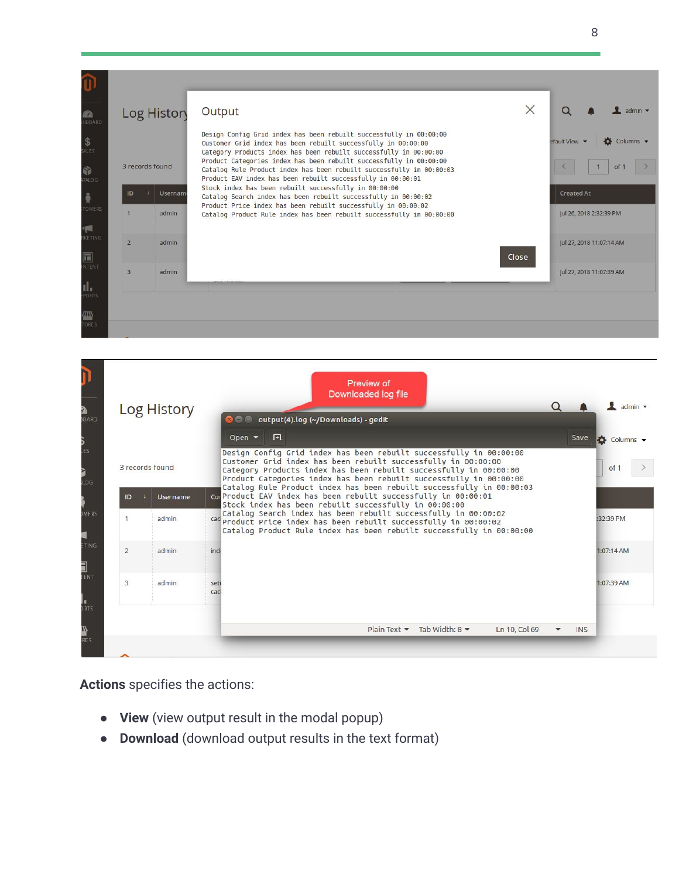**Actions** specifies the actions:

- **View** (view output result in the modal popup)
- **Download** (download output results in the text format)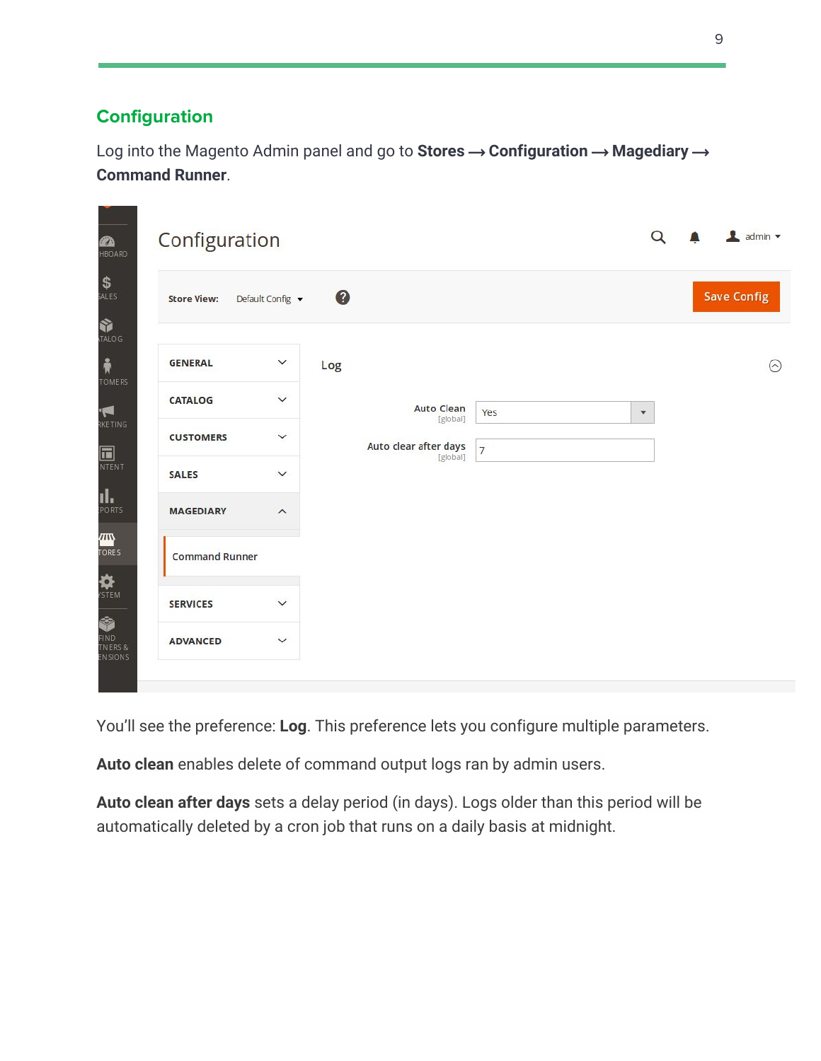## Configuration

Log into the Magento Admin panel and go to **Stores ⟶ Configuration ⟶ Magediary ⟶ Command Runner**.

You'll see the preference: **Log**. This preference lets you configure multiple parameters.

**Auto clean** enables delete of command output logs ran by admin users.

**Auto clean after days** sets a delay period (in days). Logs older than this period will be automatically deleted by a cron job that runs on a daily basis at midnight.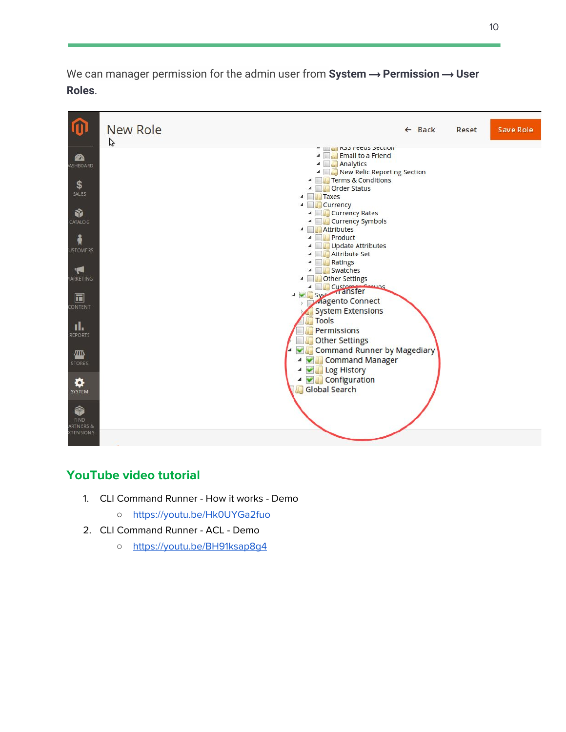We can manager permission for the admin user from **System ⟶ Permission ⟶ User Roles**.

## YouTube video tutorial

1. CLI Command Runner - How it works - Demo
   - [https://youtu.be/Hk0UYGa2fuo](https://youtu.be/Hk0UYGa2fuo)
2. CLI Command Runner - ACL - Demo
   - [https://youtu.be/BH91ksap8g4](https://youtu.be/BH91ksap8g4)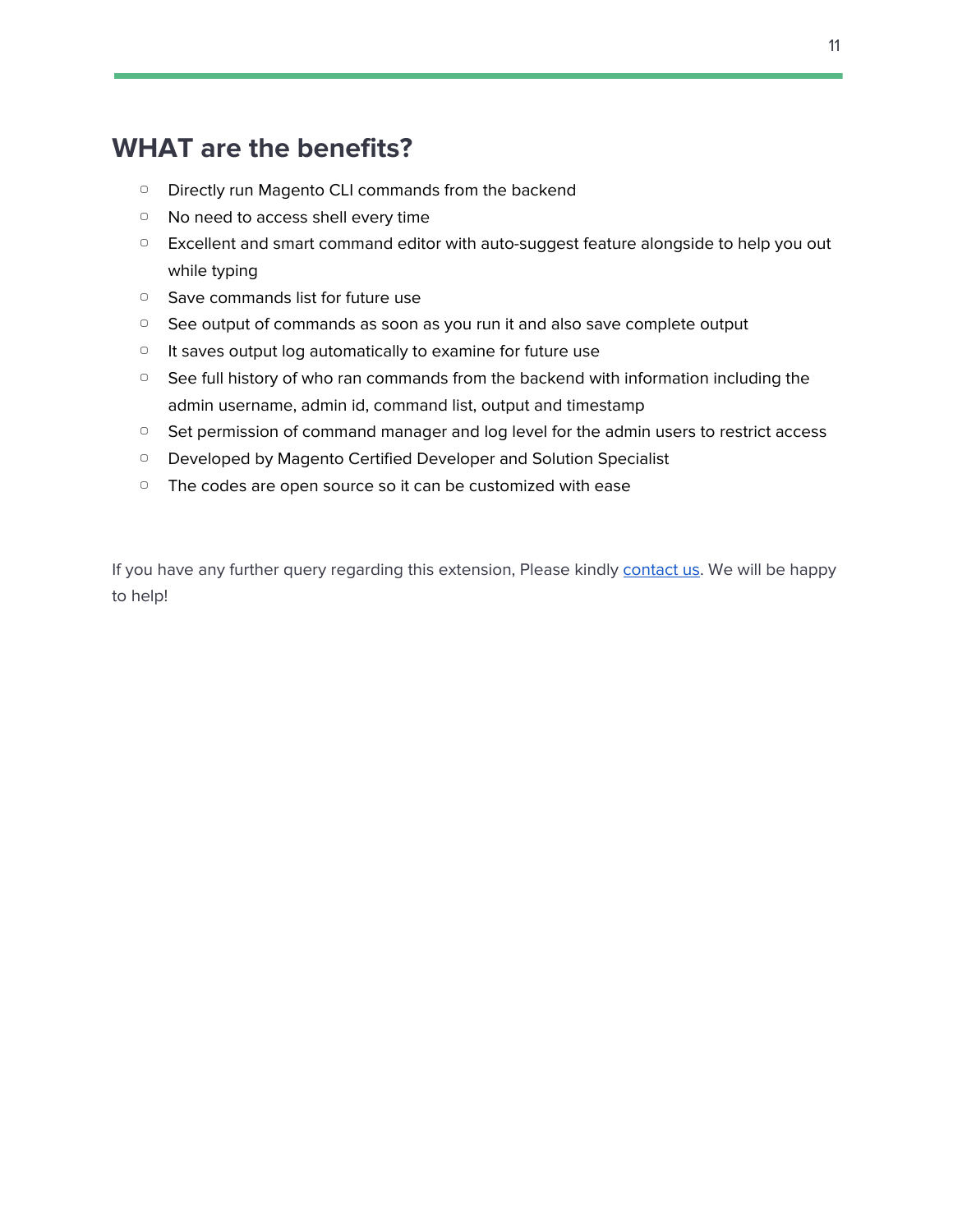## WHAT are the benefits?

- Directly run Magento CLI commands from the backend
- No need to access shell every time
- Excellent and smart command editor with auto-suggest feature alongside to help you out while typing
- Save commands list for future use
- See output of commands as soon as you run it and also save complete output
- It saves output log automatically to examine for future use
- See full history of who ran commands from the backend with information including the admin username, admin id, command list, output and timestamp
- Set permission of command manager and log level for the admin users to restrict access
- Developed by Magento Certified Developer and Solution Specialist
- The codes are open source so it can be customized with ease

If you have any further query regarding this extension, Please kindly contact us. We will be happy to help!